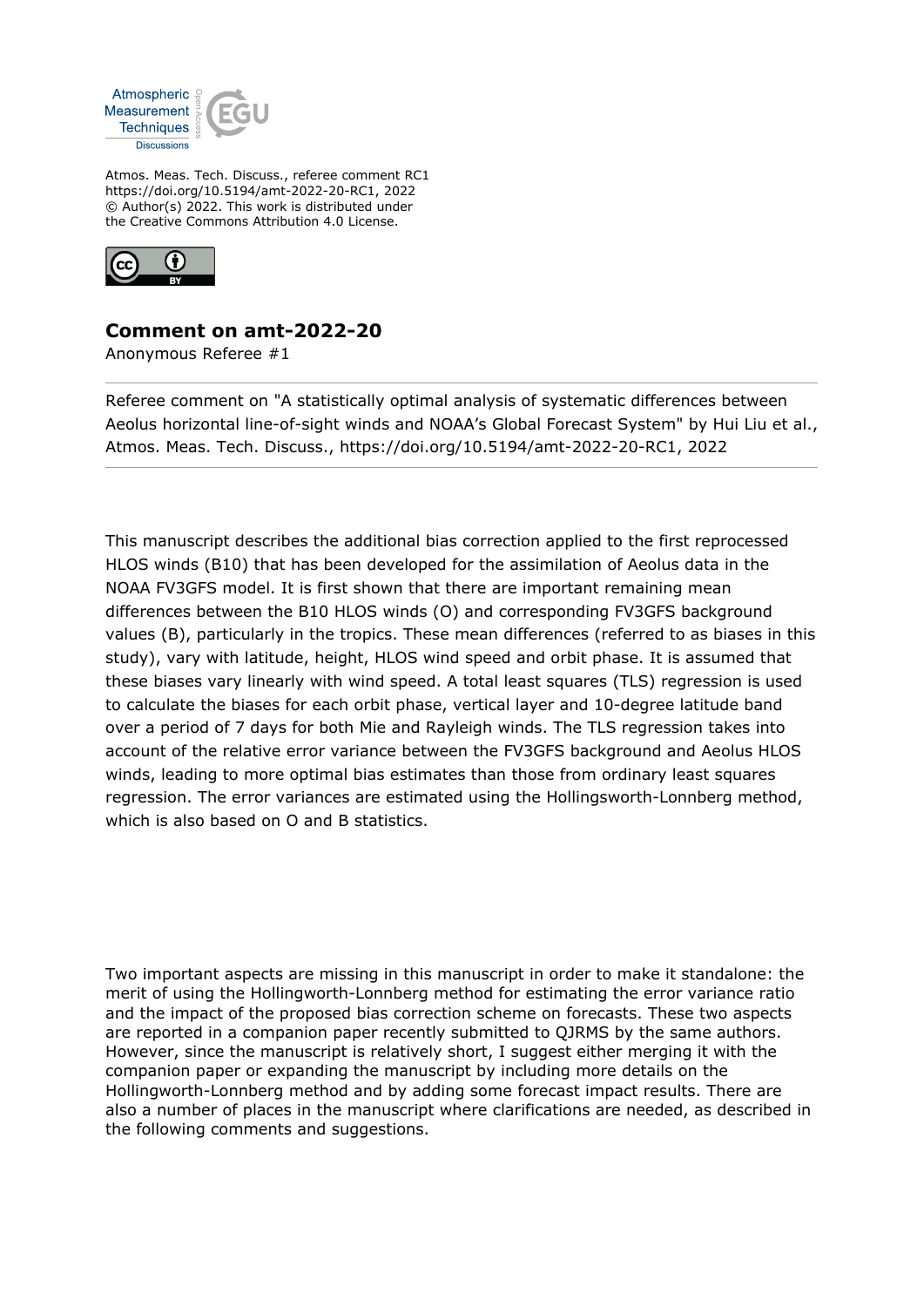Atmos. Meas. Tech. Discuss., referee comment RC1
https://doi.org/10.5194/amt-2022-20-RC1, 2022
© Author(s) 2022. This work is distributed under
the Creative Commons Attribution 4.0 License.

# Comment on amt-2022-20

Anonymous Referee #1

---

Referee comment on "A statistically optimal analysis of systematic differences between Aeolus horizontal line-of-sight winds and NOAA's Global Forecast System" by Hui Liu et al., Atmos. Meas. Tech. Discuss., https://doi.org/10.5194/amt-2022-20-RC1, 2022

---

This manuscript describes the additional bias correction applied to the first reprocessed HLOS winds (B10) that has been developed for the assimilation of Aeolus data in the NOAA FV3GFS model. It is first shown that there are important remaining mean differences between the B10 HLOS winds (O) and corresponding FV3GFS background values (B), particularly in the tropics. These mean differences (referred to as biases in this study), vary with latitude, height, HLOS wind speed and orbit phase. It is assumed that these biases vary linearly with wind speed. A total least squares (TLS) regression is used to calculate the biases for each orbit phase, vertical layer and 10-degree latitude band over a period of 7 days for both Mie and Rayleigh winds. The TLS regression takes into account of the relative error variance between the FV3GFS background and Aeolus HLOS winds, leading to more optimal bias estimates than those from ordinary least squares regression. The error variances are estimated using the Hollingsworth-Lonnberg method, which is also based on O and B statistics.

Two important aspects are missing in this manuscript in order to make it standalone: the merit of using the Hollingsworth-Lonnberg method for estimating the error variance ratio and the impact of the proposed bias correction scheme on forecasts. These two aspects are reported in a companion paper recently submitted to QJRMS by the same authors. However, since the manuscript is relatively short, I suggest either merging it with the companion paper or expanding the manuscript by including more details on the Hollingsworth-Lonnberg method and by adding some forecast impact results. There are also a number of places in the manuscript where clarifications are needed, as described in the following comments and suggestions.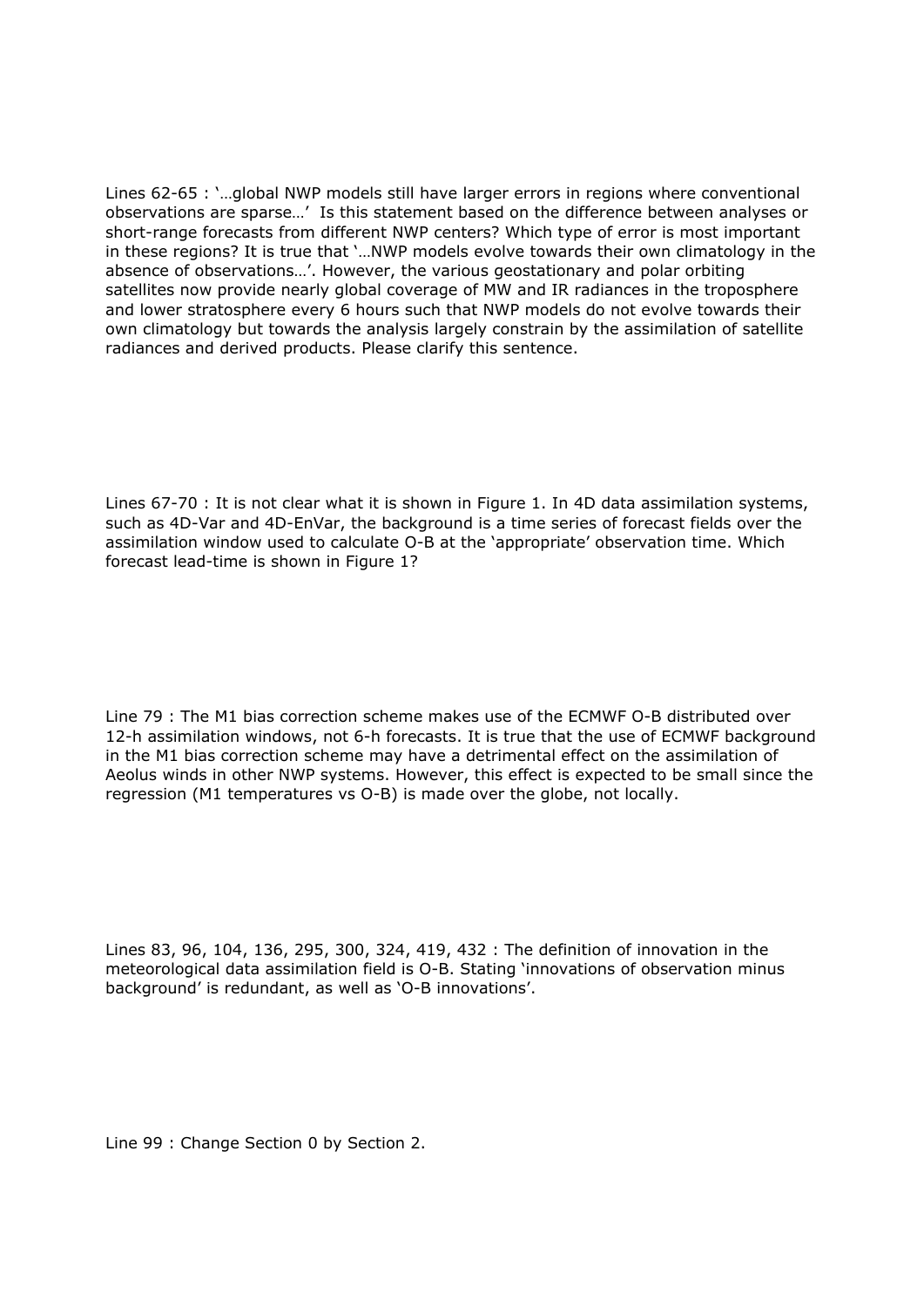Lines 62-65 : '…global NWP models still have larger errors in regions where conventional observations are sparse…' Is this statement based on the difference between analyses or short-range forecasts from different NWP centers? Which type of error is most important in these regions? It is true that '…NWP models evolve towards their own climatology in the absence of observations…'. However, the various geostationary and polar orbiting satellites now provide nearly global coverage of MW and IR radiances in the troposphere and lower stratosphere every 6 hours such that NWP models do not evolve towards their own climatology but towards the analysis largely constrain by the assimilation of satellite radiances and derived products. Please clarify this sentence.

Lines 67-70 : It is not clear what it is shown in Figure 1. In 4D data assimilation systems, such as 4D-Var and 4D-EnVar, the background is a time series of forecast fields over the assimilation window used to calculate O-B at the 'appropriate' observation time. Which forecast lead-time is shown in Figure 1?

Line 79 : The M1 bias correction scheme makes use of the ECMWF O-B distributed over 12-h assimilation windows, not 6-h forecasts. It is true that the use of ECMWF background in the M1 bias correction scheme may have a detrimental effect on the assimilation of Aeolus winds in other NWP systems. However, this effect is expected to be small since the regression (M1 temperatures vs O-B) is made over the globe, not locally.

Lines 83, 96, 104, 136, 295, 300, 324, 419, 432 : The definition of innovation in the meteorological data assimilation field is O-B. Stating 'innovations of observation minus background' is redundant, as well as 'O-B innovations'.

Line 99 : Change Section 0 by Section 2.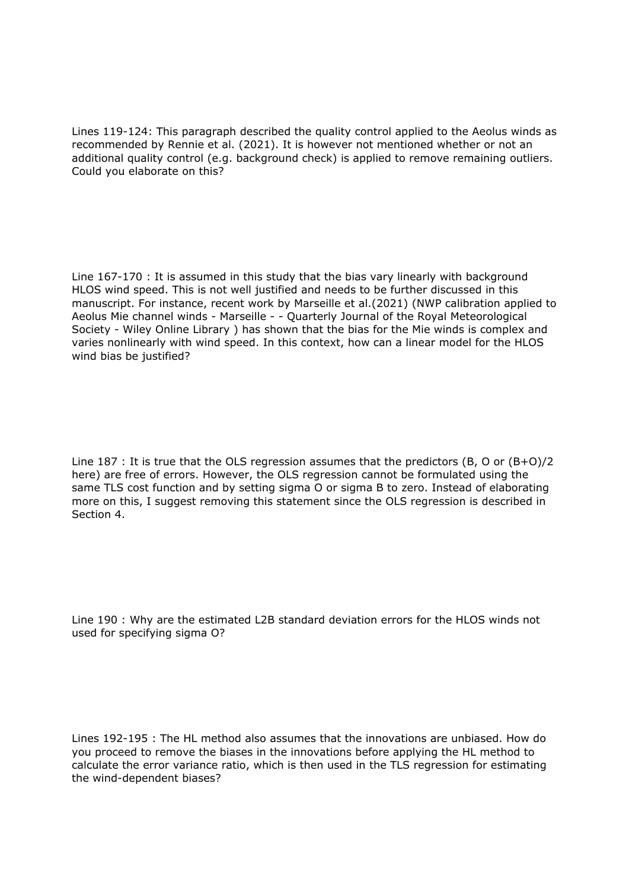Lines 119-124: This paragraph described the quality control applied to the Aeolus winds as recommended by Rennie et al. (2021). It is however not mentioned whether or not an additional quality control (e.g. background check) is applied to remove remaining outliers. Could you elaborate on this?

Line 167-170 : It is assumed in this study that the bias vary linearly with background HLOS wind speed. This is not well justified and needs to be further discussed in this manuscript. For instance, recent work by Marseille et al.(2021) (NWP calibration applied to Aeolus Mie channel winds - Marseille - - Quarterly Journal of the Royal Meteorological Society - Wiley Online Library ) has shown that the bias for the Mie winds is complex and varies nonlinearly with wind speed. In this context, how can a linear model for the HLOS wind bias be justified?

Line 187 : It is true that the OLS regression assumes that the predictors (B, O or (B+O)/2 here) are free of errors. However, the OLS regression cannot be formulated using the same TLS cost function and by setting sigma O or sigma B to zero. Instead of elaborating more on this, I suggest removing this statement since the OLS regression is described in Section 4.

Line 190 : Why are the estimated L2B standard deviation errors for the HLOS winds not used for specifying sigma O?

Lines 192-195 : The HL method also assumes that the innovations are unbiased. How do you proceed to remove the biases in the innovations before applying the HL method to calculate the error variance ratio, which is then used in the TLS regression for estimating the wind-dependent biases?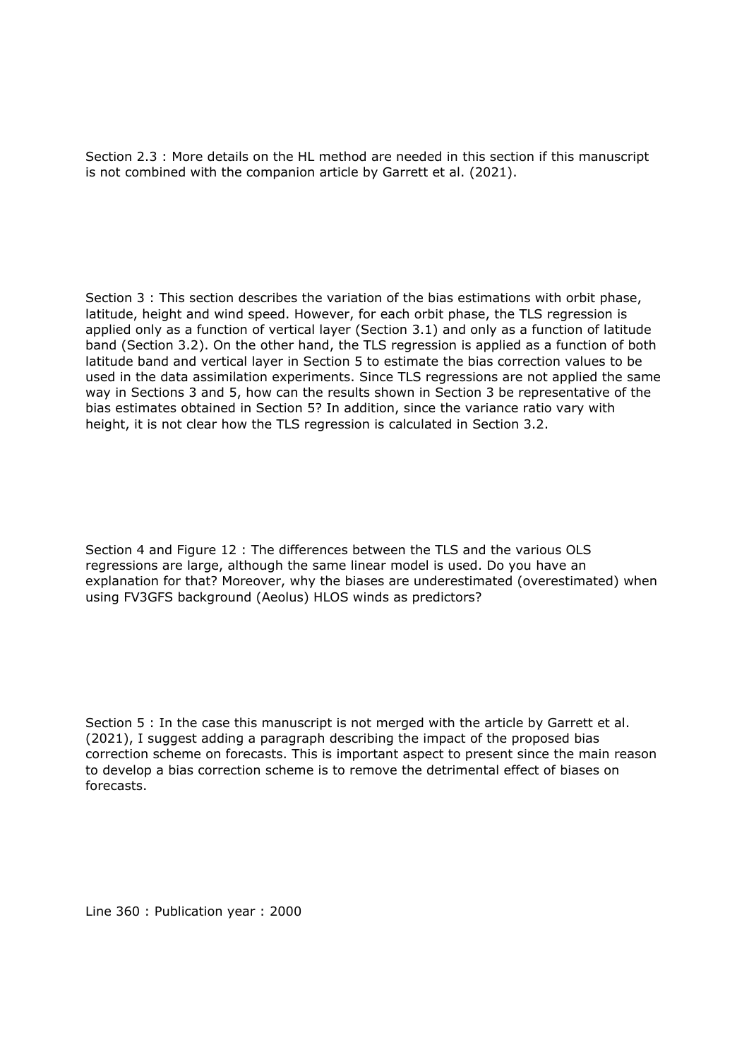Section 2.3 : More details on the HL method are needed in this section if this manuscript is not combined with the companion article by Garrett et al. (2021).

Section 3 : This section describes the variation of the bias estimations with orbit phase, latitude, height and wind speed. However, for each orbit phase, the TLS regression is applied only as a function of vertical layer (Section 3.1) and only as a function of latitude band (Section 3.2). On the other hand, the TLS regression is applied as a function of both latitude band and vertical layer in Section 5 to estimate the bias correction values to be used in the data assimilation experiments. Since TLS regressions are not applied the same way in Sections 3 and 5, how can the results shown in Section 3 be representative of the bias estimates obtained in Section 5? In addition, since the variance ratio vary with height, it is not clear how the TLS regression is calculated in Section 3.2.

Section 4 and Figure 12 : The differences between the TLS and the various OLS regressions are large, although the same linear model is used. Do you have an explanation for that? Moreover, why the biases are underestimated (overestimated) when using FV3GFS background (Aeolus) HLOS winds as predictors?

Section 5 : In the case this manuscript is not merged with the article by Garrett et al. (2021), I suggest adding a paragraph describing the impact of the proposed bias correction scheme on forecasts. This is important aspect to present since the main reason to develop a bias correction scheme is to remove the detrimental effect of biases on forecasts.

Line 360 : Publication year : 2000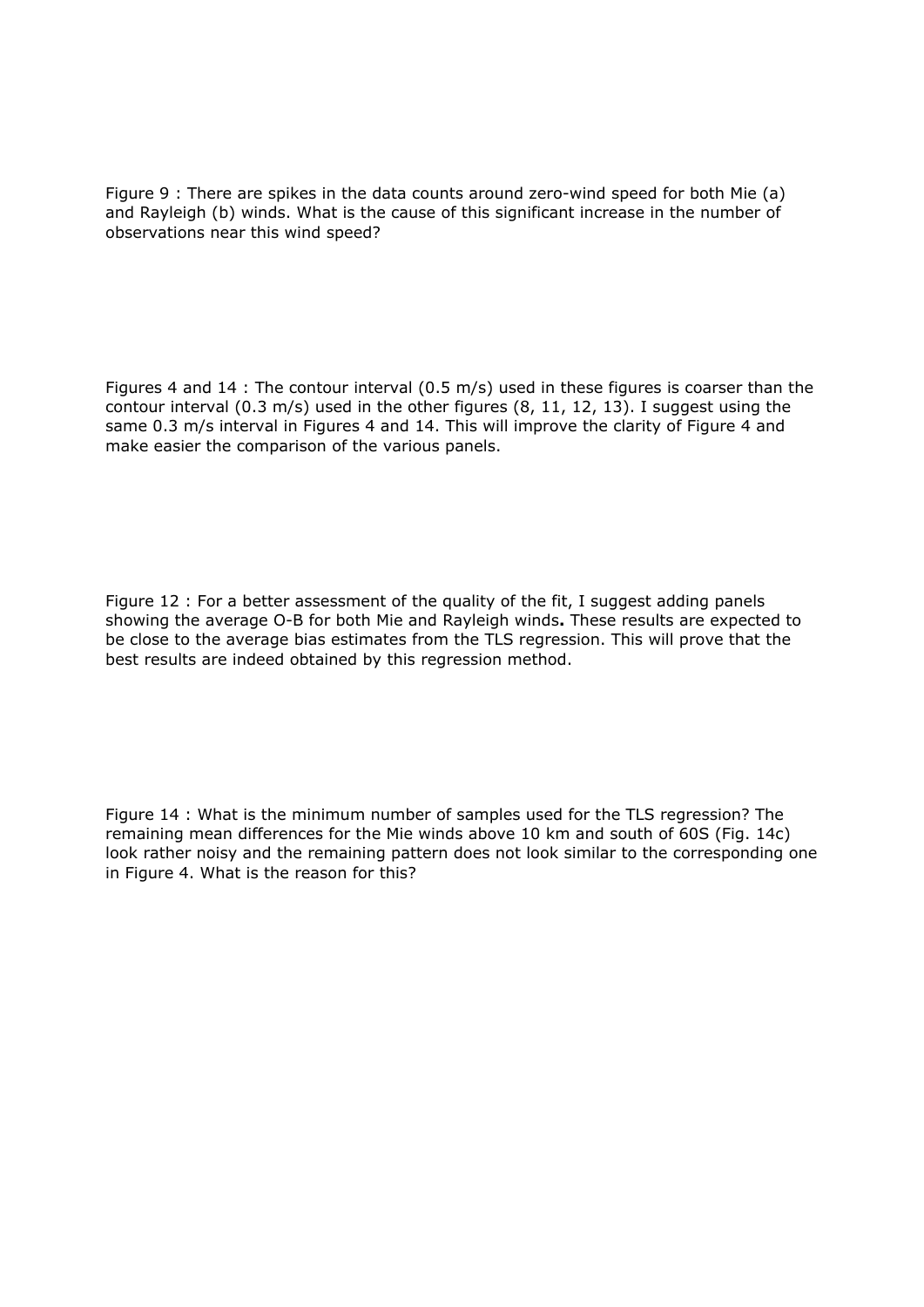Figure 9 : There are spikes in the data counts around zero-wind speed for both Mie (a) and Rayleigh (b) winds. What is the cause of this significant increase in the number of observations near this wind speed?

Figures 4 and 14 : The contour interval (0.5 m/s) used in these figures is coarser than the contour interval (0.3 m/s) used in the other figures (8, 11, 12, 13). I suggest using the same 0.3 m/s interval in Figures 4 and 14. This will improve the clarity of Figure 4 and make easier the comparison of the various panels.

Figure 12 : For a better assessment of the quality of the fit, I suggest adding panels showing the average O-B for both Mie and Rayleigh winds**.** These results are expected to be close to the average bias estimates from the TLS regression. This will prove that the best results are indeed obtained by this regression method.

Figure 14 : What is the minimum number of samples used for the TLS regression? The remaining mean differences for the Mie winds above 10 km and south of 60S (Fig. 14c) look rather noisy and the remaining pattern does not look similar to the corresponding one in Figure 4. What is the reason for this?